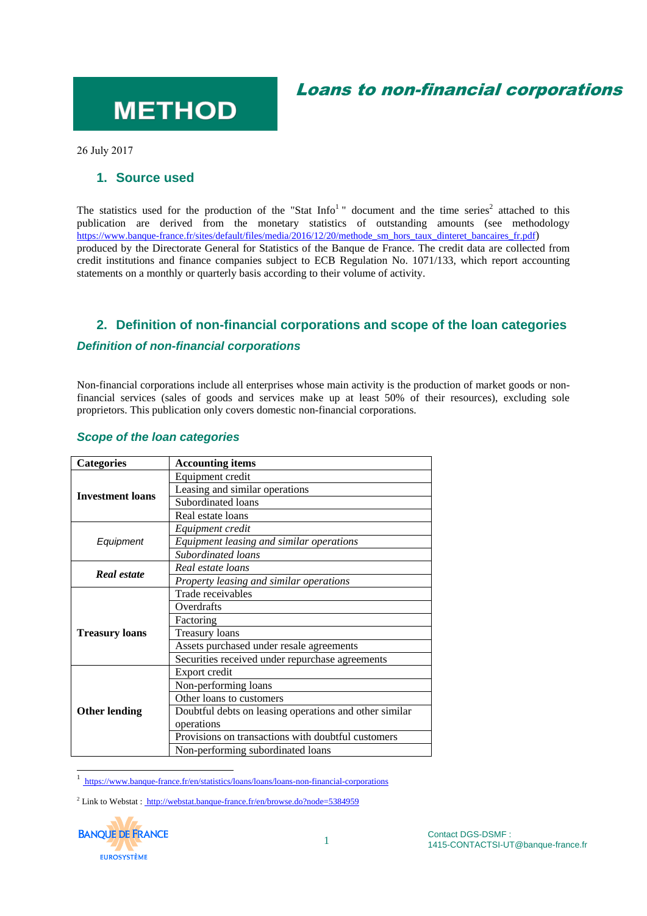# METHOD

## *Loans to non-financial corporations*

26 July 2017

## 1. Source used

The statistics used for the production of the "Stat Info[1]" document and the time series[2] attached to this publication are derived from the monetary statistics of outstanding amounts (see methodology https://www.banque-france.fr/sites/default/files/media/2016/12/20/methode_sm_hors_taux_dinteret_bancaires_fr.pdf) produced by the Directorate General for Statistics of the Banque de France. The credit data are collected from credit institutions and finance companies subject to ECB Regulation No. 1071/133, which report accounting statements on a monthly or quarterly basis according to their volume of activity.

## 2. Definition of non-financial corporations and scope of the loan categories

### *Definition of non-financial corporations*

Non-financial corporations include all enterprises whose main activity is the production of market goods or non-financial services (sales of goods and services make up at least 50% of their resources), excluding sole proprietors. This publication only covers domestic non-financial corporations.

### *Scope of the loan categories*

| Categories | Accounting items |
|---|---|
| **Investment loans** | Equipment credit |
| | Leasing and similar operations |
| | Subordinated loans |
| | Real estate loans |
| *Equipment* | *Equipment credit* |
| | *Equipment leasing and similar operations* |
| | *Subordinated loans* |
| ***Real estate*** | *Real estate loans* |
| | *Property leasing and similar operations* |
| **Treasury loans** | Trade receivables |
| | Overdrafts |
| | Factoring |
| | Treasury loans |
| | Assets purchased under resale agreements |
| | Securities received under repurchase agreements |
| **Other lending** | Export credit |
| | Non-performing loans |
| | Other loans to customers |
| | Doubtful debts on leasing operations and other similar operations |
| | Provisions on transactions with doubtful customers |
| | Non-performing subordinated loans |

[1] https://www.banque-france.fr/en/statistics/loans/loans/loans-non-financial-corporations

[2] Link to Webstat : http://webstat.banque-france.fr/en/browse.do?node=5384959

Contact DGS-DSMF :
1415-CONTACTSI-UT@banque-france.fr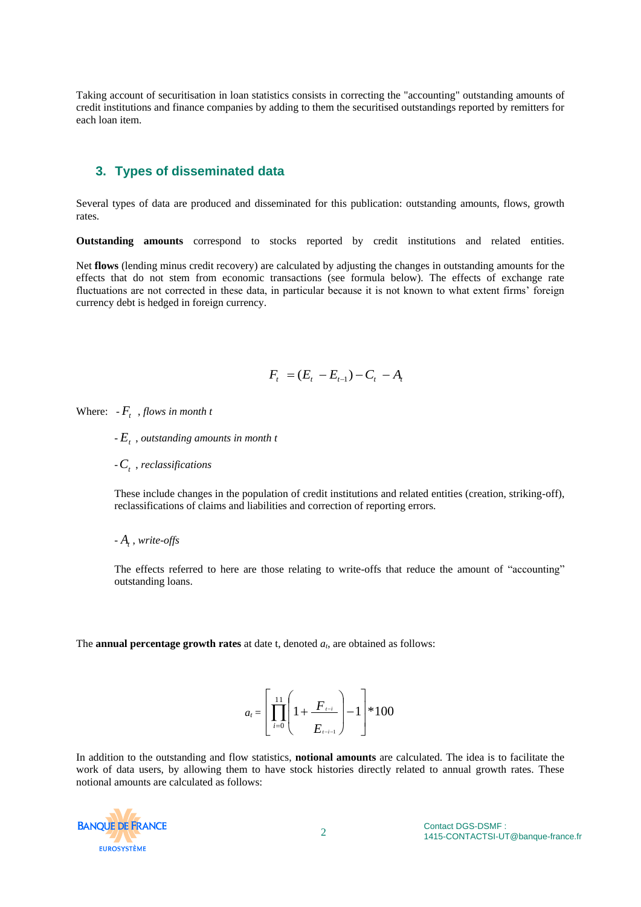Taking account of securitisation in loan statistics consists in correcting the "accounting" outstanding amounts of credit institutions and finance companies by adding to them the securitised outstandings reported by remitters for each loan item.

## 3. Types of disseminated data

Several types of data are produced and disseminated for this publication: outstanding amounts, flows, growth rates.

**Outstanding amounts** correspond to stocks reported by credit institutions and related entities.

Net **flows** (lending minus credit recovery) are calculated by adjusting the changes in outstanding amounts for the effects that do not stem from economic transactions (see formula below). The effects of exchange rate fluctuations are not corrected in these data, in particular because it is not known to what extent firms' foreign currency debt is hedged in foreign currency.

$$F_t = (E_t - E_{t-1}) - C_t - A_t$$

Where: - $F_t$ , *flows in month t*

- $E_t$ , *outstanding amounts in month t*

- $C_t$ , *reclassifications*

  These include changes in the population of credit institutions and related entities (creation, striking-off), reclassifications of claims and liabilities and correction of reporting errors.

- $A_t$ , *write-offs*

  The effects referred to here are those relating to write-offs that reduce the amount of "accounting" outstanding loans.

The **annual percentage growth rates** at date t, denoted $a_t$, are obtained as follows:

$$a_t = \left[ \prod_{i=0}^{11} \left( 1 + \frac{F_{t-i}}{E_{t-i-1}} \right) - 1 \right] * 100$$

In addition to the outstanding and flow statistics, **notional amounts** are calculated. The idea is to facilitate the work of data users, by allowing them to have stock histories directly related to annual growth rates. These notional amounts are calculated as follows: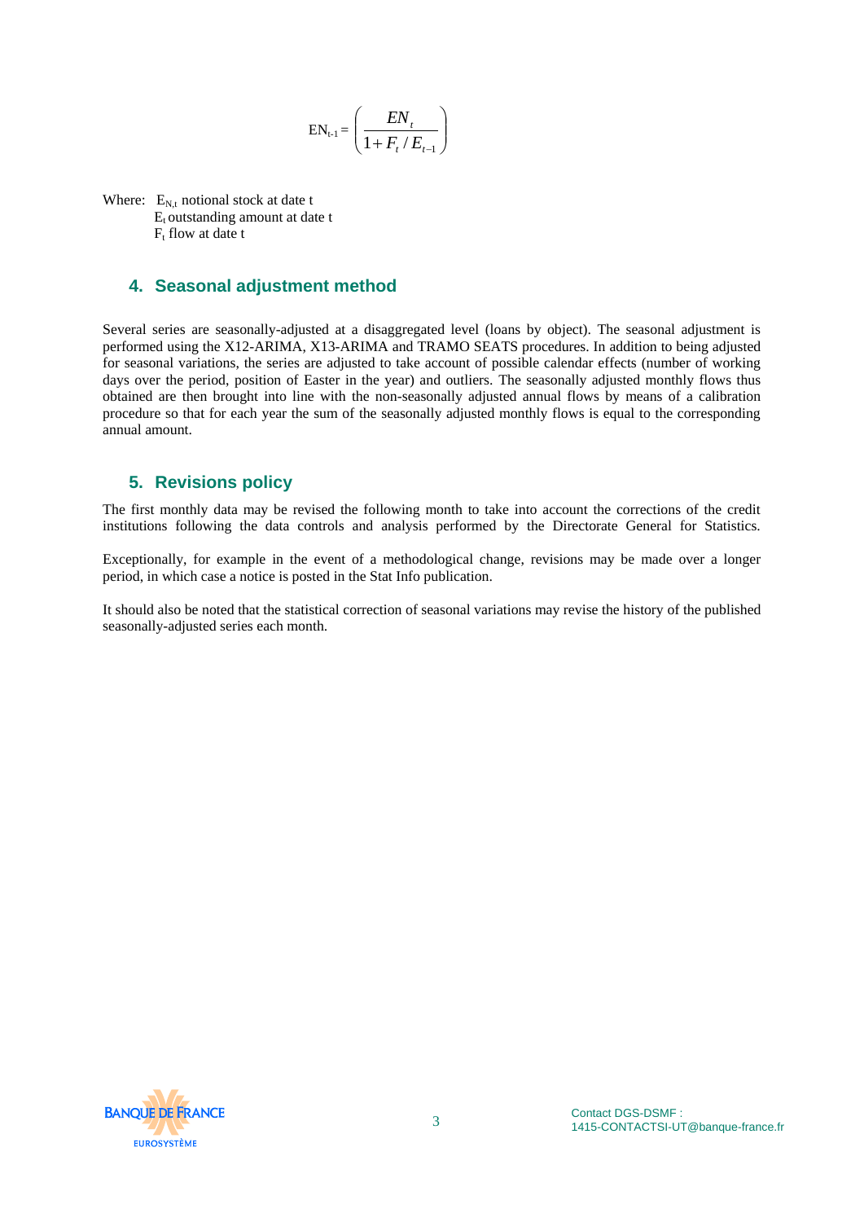$$EN_{t-1} = \left( \frac{EN_t}{1 + F_t / E_{t-1}} \right)$$

Where: $E_{N,t}$ notional stock at date t
$E_t$ outstanding amount at date t
$F_t$ flow at date t

## 4. Seasonal adjustment method

Several series are seasonally-adjusted at a disaggregated level (loans by object). The seasonal adjustment is performed using the X12-ARIMA, X13-ARIMA and TRAMO SEATS procedures. In addition to being adjusted for seasonal variations, the series are adjusted to take account of possible calendar effects (number of working days over the period, position of Easter in the year) and outliers. The seasonally adjusted monthly flows thus obtained are then brought into line with the non-seasonally adjusted annual flows by means of a calibration procedure so that for each year the sum of the seasonally adjusted monthly flows is equal to the corresponding annual amount.

## 5. Revisions policy

The first monthly data may be revised the following month to take into account the corrections of the credit institutions following the data controls and analysis performed by the Directorate General for Statistics.

Exceptionally, for example in the event of a methodological change, revisions may be made over a longer period, in which case a notice is posted in the Stat Info publication.

It should also be noted that the statistical correction of seasonal variations may revise the history of the published seasonally-adjusted series each month.

Contact DGS-DSMF :
1415-CONTACTSI-UT@banque-france.fr